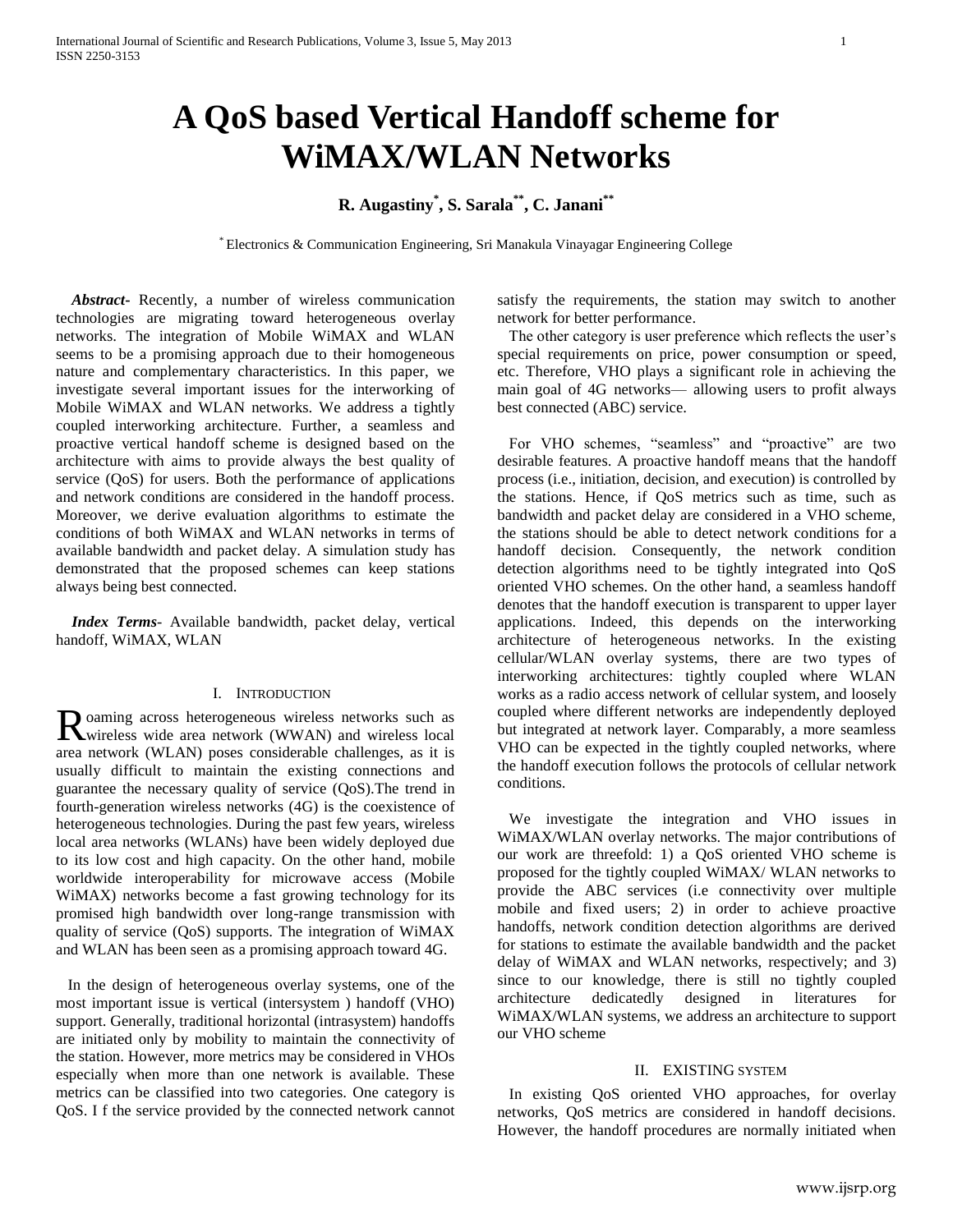# A QoS based Vertical Handoff scheme for WiMAX/WLAN Networks

**R. Augastiny[*], S. Sarala[**], C. Janani[**]**

[*] Electronics & Communication Engineering, Sri Manakula Vinayagar Engineering College

***Abstract***- Recently, a number of wireless communication technologies are migrating toward heterogeneous overlay networks. The integration of Mobile WiMAX and WLAN seems to be a promising approach due to their homogeneous nature and complementary characteristics. In this paper, we investigate several important issues for the interworking of Mobile WiMAX and WLAN networks. We address a tightly coupled interworking architecture. Further, a seamless and proactive vertical handoff scheme is designed based on the architecture with aims to provide always the best quality of service (QoS) for users. Both the performance of applications and network conditions are considered in the handoff process. Moreover, we derive evaluation algorithms to estimate the conditions of both WiMAX and WLAN networks in terms of available bandwidth and packet delay. A simulation study has demonstrated that the proposed schemes can keep stations always being best connected.

***Index Terms***- Available bandwidth, packet delay, vertical handoff, WiMAX, WLAN

## I. Introduction

Roaming across heterogeneous wireless networks such as wireless wide area network (WWAN) and wireless local area network (WLAN) poses considerable challenges, as it is usually difficult to maintain the existing connections and guarantee the necessary quality of service (QoS).The trend in fourth-generation wireless networks (4G) is the coexistence of heterogeneous technologies. During the past few years, wireless local area networks (WLANs) have been widely deployed due to its low cost and high capacity. On the other hand, mobile worldwide interoperability for microwave access (Mobile WiMAX) networks become a fast growing technology for its promised high bandwidth over long-range transmission with quality of service (QoS) supports. The integration of WiMAX and WLAN has been seen as a promising approach toward 4G.

In the design of heterogeneous overlay systems, one of the most important issue is vertical (intersystem ) handoff (VHO) support. Generally, traditional horizontal (intrasystem) handoffs are initiated only by mobility to maintain the connectivity of the station. However, more metrics may be considered in VHOs especially when more than one network is available. These metrics can be classified into two categories. One category is QoS. I f the service provided by the connected network cannot satisfy the requirements, the station may switch to another network for better performance.

The other category is user preference which reflects the user's special requirements on price, power consumption or speed, etc. Therefore, VHO plays a significant role in achieving the main goal of 4G networks— allowing users to profit always best connected (ABC) service.

For VHO schemes, "seamless" and "proactive" are two desirable features. A proactive handoff means that the handoff process (i.e., initiation, decision, and execution) is controlled by the stations. Hence, if QoS metrics such as time, such as bandwidth and packet delay are considered in a VHO scheme, the stations should be able to detect network conditions for a handoff decision. Consequently, the network condition detection algorithms need to be tightly integrated into QoS oriented VHO schemes. On the other hand, a seamless handoff denotes that the handoff execution is transparent to upper layer applications. Indeed, this depends on the interworking architecture of heterogeneous networks. In the existing cellular/WLAN overlay systems, there are two types of interworking architectures: tightly coupled where WLAN works as a radio access network of cellular system, and loosely coupled where different networks are independently deployed but integrated at network layer. Comparably, a more seamless VHO can be expected in the tightly coupled networks, where the handoff execution follows the protocols of cellular network conditions.

We investigate the integration and VHO issues in WiMAX/WLAN overlay networks. The major contributions of our work are threefold: 1) a QoS oriented VHO scheme is proposed for the tightly coupled WiMAX/ WLAN networks to provide the ABC services (i.e connectivity over multiple mobile and fixed users; 2) in order to achieve proactive handoffs, network condition detection algorithms are derived for stations to estimate the available bandwidth and the packet delay of WiMAX and WLAN networks, respectively; and 3) since to our knowledge, there is still no tightly coupled architecture dedicatedly designed in literatures for WiMAX/WLAN systems, we address an architecture to support our VHO scheme

## II. Existing System

In existing QoS oriented VHO approaches, for overlay networks, QoS metrics are considered in handoff decisions. However, the handoff procedures are normally initiated when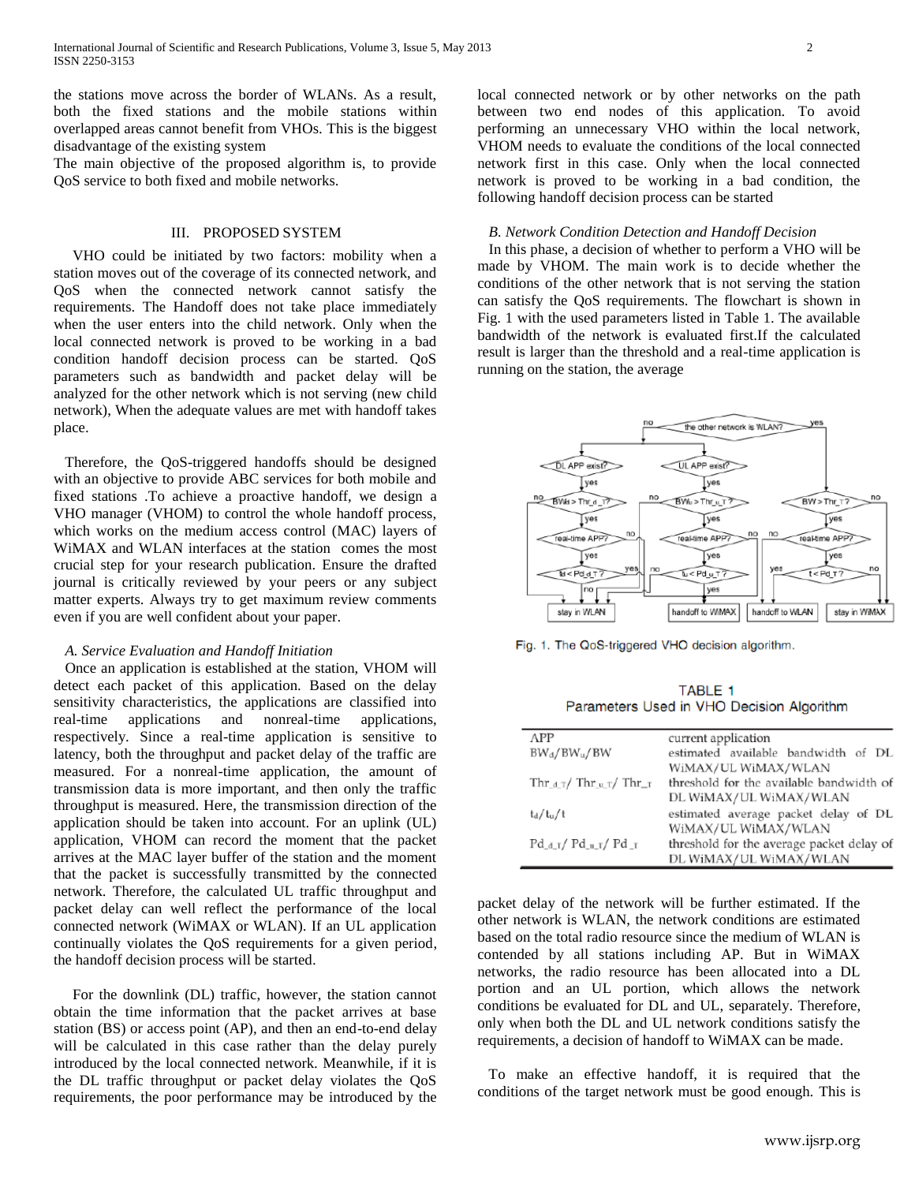the stations move across the border of WLANs. As a result, both the fixed stations and the mobile stations within overlapped areas cannot benefit from VHOs. This is the biggest disadvantage of the existing system

The main objective of the proposed algorithm is, to provide QoS service to both fixed and mobile networks.

## III. PROPOSED SYSTEM

VHO could be initiated by two factors: mobility when a station moves out of the coverage of its connected network, and QoS when the connected network cannot satisfy the requirements. The Handoff does not take place immediately when the user enters into the child network. Only when the local connected network is proved to be working in a bad condition handoff decision process can be started. QoS parameters such as bandwidth and packet delay will be analyzed for the other network which is not serving (new child network), When the adequate values are met with handoff takes place.

Therefore, the QoS-triggered handoffs should be designed with an objective to provide ABC services for both mobile and fixed stations .To achieve a proactive handoff, we design a VHO manager (VHOM) to control the whole handoff process, which works on the medium access control (MAC) layers of WiMAX and WLAN interfaces at the station comes the most crucial step for your research publication. Ensure the drafted journal is critically reviewed by your peers or any subject matter experts. Always try to get maximum review comments even if you are well confident about your paper.

### *A. Service Evaluation and Handoff Initiation*

Once an application is established at the station, VHOM will detect each packet of this application. Based on the delay sensitivity characteristics, the applications are classified into real-time applications and nonreal-time applications, respectively. Since a real-time application is sensitive to latency, both the throughput and packet delay of the traffic are measured. For a nonreal-time application, the amount of transmission data is more important, and then only the traffic throughput is measured. Here, the transmission direction of the application should be taken into account. For an uplink (UL) application, VHOM can record the moment that the packet arrives at the MAC layer buffer of the station and the moment that the packet is successfully transmitted by the connected network. Therefore, the calculated UL traffic throughput and packet delay can well reflect the performance of the local connected network (WiMAX or WLAN). If an UL application continually violates the QoS requirements for a given period, the handoff decision process will be started.

For the downlink (DL) traffic, however, the station cannot obtain the time information that the packet arrives at base station (BS) or access point (AP), and then an end-to-end delay will be calculated in this case rather than the delay purely introduced by the local connected network. Meanwhile, if it is the DL traffic throughput or packet delay violates the QoS requirements, the poor performance may be introduced by the local connected network or by other networks on the path between two end nodes of this application. To avoid performing an unnecessary VHO within the local network, VHOM needs to evaluate the conditions of the local connected network first in this case. Only when the local connected network is proved to be working in a bad condition, the following handoff decision process can be started

### *B. Network Condition Detection and Handoff Decision*

In this phase, a decision of whether to perform a VHO will be made by VHOM. The main work is to decide whether the conditions of the other network that is not serving the station can satisfy the QoS requirements. The flowchart is shown in Fig. 1 with the used parameters listed in Table 1. The available bandwidth of the network is evaluated first.If the calculated result is larger than the threshold and a real-time application is running on the station, the average

the other network is WLAN?
no
yes
DL APP exist?
UL APP exist?
yes
yes
no
$BW_d > Thr\_d\_T$?
no
$BW_u > Thr\_u\_T$?
BW > Thr_T?
no
yes
yes
yes
real-time APP?
no
real-time APP?
no
no
real-time APP?
yes
yes
yes
$t_d < Pd\_d\_T$?
yes
no
$t_u < Pd\_u\_T$?
yes
t < Pd_T?
no
no
yes
stay in WLAN
handoff to WiMAX
handoff to WLAN
stay in WiMAX

Fig. 1. The QoS-triggered VHO decision algorithm.

TABLE 1
Parameters Used in VHO Decision Algorithm

| | |
|---|---|
| APP | current application |
| $BW_d$/$BW_u$/BW | estimated available bandwidth of DL WiMAX/UL WiMAX/WLAN |
| $Thr_{\_d\_T}$/ $Thr_{\_u\_T}$/ $Thr_{\_T}$ | threshold for the available bandwidth of DL WiMAX/UL WiMAX/WLAN |
| $t_d$/$t_u$/t | estimated average packet delay of DL WiMAX/UL WiMAX/WLAN |
| $Pd_{\_d\_T}$/ $Pd_{\_u\_T}$/ $Pd_{\_T}$ | threshold for the average packet delay of DL WiMAX/UL WiMAX/WLAN |

packet delay of the network will be further estimated. If the other network is WLAN, the network conditions are estimated based on the total radio resource since the medium of WLAN is contended by all stations including AP. But in WiMAX networks, the radio resource has been allocated into a DL portion and an UL portion, which allows the network conditions be evaluated for DL and UL, separately. Therefore, only when both the DL and UL network conditions satisfy the requirements, a decision of handoff to WiMAX can be made.

To make an effective handoff, it is required that the conditions of the target network must be good enough. This is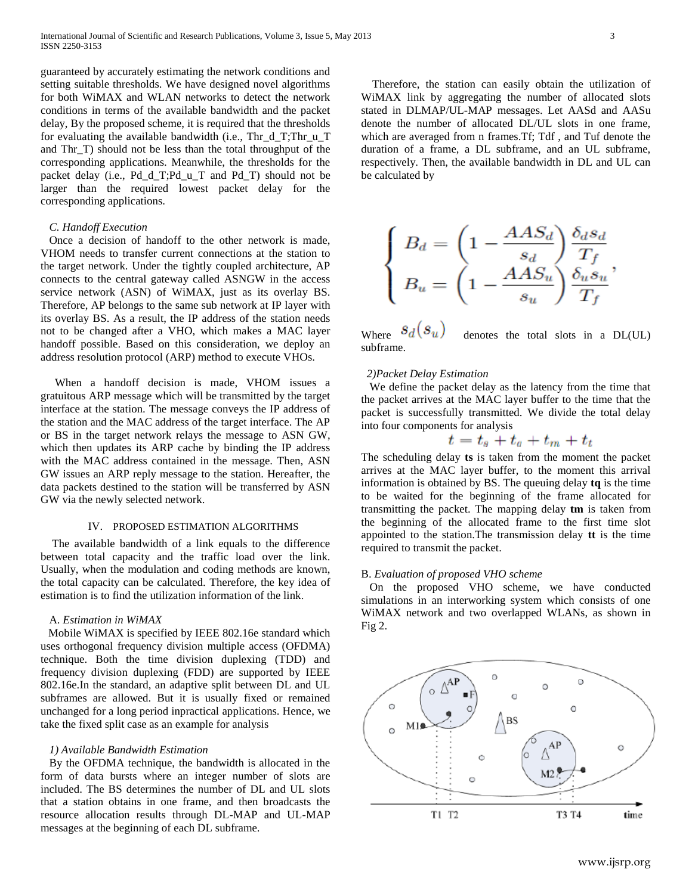guaranteed by accurately estimating the network conditions and setting suitable thresholds. We have designed novel algorithms for both WiMAX and WLAN networks to detect the network conditions in terms of the available bandwidth and the packet delay, By the proposed scheme, it is required that the thresholds for evaluating the available bandwidth (i.e., Thr_d_T;Thr_u_T and Thr_T) should not be less than the total throughput of the corresponding applications. Meanwhile, the thresholds for the packet delay (i.e., Pd_d_T;Pd_u_T and Pd_T) should not be larger than the required lowest packet delay for the corresponding applications.

### *C. Handoff Execution*

Once a decision of handoff to the other network is made, VHOM needs to transfer current connections at the station to the target network. Under the tightly coupled architecture, AP connects to the central gateway called ASNGW in the access service network (ASN) of WiMAX, just as its overlay BS. Therefore, AP belongs to the same sub network at IP layer with its overlay BS. As a result, the IP address of the station needs not to be changed after a VHO, which makes a MAC layer handoff possible. Based on this consideration, we deploy an address resolution protocol (ARP) method to execute VHOs.

When a handoff decision is made, VHOM issues a gratuitous ARP message which will be transmitted by the target interface at the station. The message conveys the IP address of the station and the MAC address of the target interface. The AP or BS in the target network relays the message to ASN GW, which then updates its ARP cache by binding the IP address with the MAC address contained in the message. Then, ASN GW issues an ARP reply message to the station. Hereafter, the data packets destined to the station will be transferred by ASN GW via the newly selected network.

## IV. PROPOSED ESTIMATION ALGORITHMS

The available bandwidth of a link equals to the difference between total capacity and the traffic load over the link. Usually, when the modulation and coding methods are known, the total capacity can be calculated. Therefore, the key idea of estimation is to find the utilization information of the link.

### A. *Estimation in WiMAX*

Mobile WiMAX is specified by IEEE 802.16e standard which uses orthogonal frequency division multiple access (OFDMA) technique. Both the time division duplexing (TDD) and frequency division duplexing (FDD) are supported by IEEE 802.16e.In the standard, an adaptive split between DL and UL subframes are allowed. But it is usually fixed or remained unchanged for a long period inpractical applications. Hence, we take the fixed split case as an example for analysis

#### *1) Available Bandwidth Estimation*

By the OFDMA technique, the bandwidth is allocated in the form of data bursts where an integer number of slots are included. The BS determines the number of DL and UL slots that a station obtains in one frame, and then broadcasts the resource allocation results through DL-MAP and UL-MAP messages at the beginning of each DL subframe.

Therefore, the station can easily obtain the utilization of WiMAX link by aggregating the number of allocated slots stated in DLMAP/UL-MAP messages. Let AASd and AASu denote the number of allocated DL/UL slots in one frame, which are averaged from n frames.Tf; Tdf , and Tuf denote the duration of a frame, a DL subframe, and an UL subframe, respectively. Then, the available bandwidth in DL and UL can be calculated by

$$\begin{cases} B_d = \left(1 - \dfrac{AAS_d}{s_d}\right) \dfrac{\delta_d s_d}{T_f} \\ B_u = \left(1 - \dfrac{AAS_u}{s_u}\right) \dfrac{\delta_u s_u}{T_f} \end{cases},$$

Where $s_d(s_u)$ denotes the total slots in a DL(UL) subframe.

#### *2)Packet Delay Estimation*

We define the packet delay as the latency from the time that the packet arrives at the MAC layer buffer to the time that the packet is successfully transmitted. We divide the total delay into four components for analysis

$$t = t_s + t_a + t_m + t_t$$

The scheduling delay **ts** is taken from the moment the packet arrives at the MAC layer buffer, to the moment this arrival information is obtained by BS. The queuing delay **tq** is the time to be waited for the beginning of the frame allocated for transmitting the packet. The mapping delay **tm** is taken from the beginning of the allocated frame to the first time slot appointed to the station.The transmission delay **tt** is the time required to transmit the packet.

### B. *Evaluation of proposed VHO scheme*

On the proposed VHO scheme, we have conducted simulations in an interworking system which consists of one WiMAX network and two overlapped WLANs, as shown in Fig 2.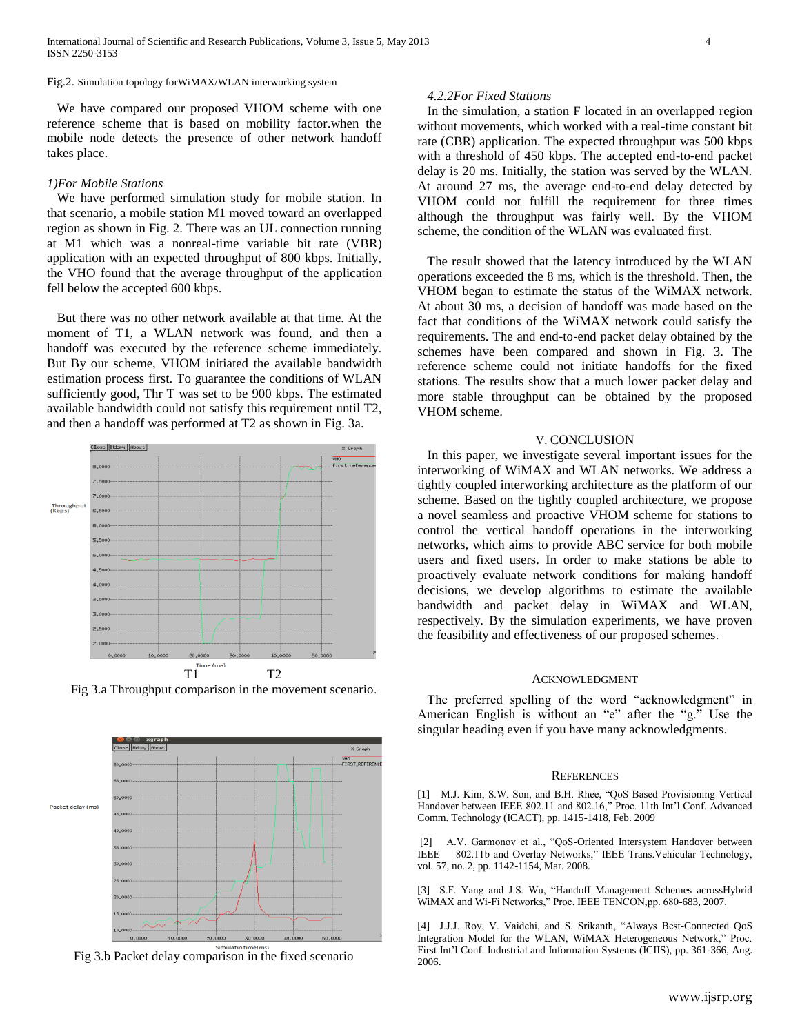Fig.2. Simulation topology forWiMAX/WLAN interworking system

We have compared our proposed VHOM scheme with one reference scheme that is based on mobility factor.when the mobile node detects the presence of other network handoff takes place.

*1)For Mobile Stations*

We have performed simulation study for mobile station. In that scenario, a mobile station M1 moved toward an overlapped region as shown in Fig. 2. There was an UL connection running at M1 which was a nonreal-time variable bit rate (VBR) application with an expected throughput of 800 kbps. Initially, the VHO found that the average throughput of the application fell below the accepted 600 kbps.

But there was no other network available at that time. At the moment of T1, a WLAN network was found, and then a handoff was executed by the reference scheme immediately. But By our scheme, VHOM initiated the available bandwidth estimation process first. To guarantee the conditions of WLAN sufficiently good, Thr T was set to be 900 kbps. The estimated available bandwidth could not satisfy this requirement until T2, and then a handoff was performed at T2 as shown in Fig. 3a.

T1 T2

Fig 3.a Throughput comparison in the movement scenario.

Fig 3.b Packet delay comparison in the fixed scenario

*4.2.2For Fixed Stations*

In the simulation, a station F located in an overlapped region without movements, which worked with a real-time constant bit rate (CBR) application. The expected throughput was 500 kbps with a threshold of 450 kbps. The accepted end-to-end packet delay is 20 ms. Initially, the station was served by the WLAN. At around 27 ms, the average end-to-end delay detected by VHOM could not fulfill the requirement for three times although the throughput was fairly well. By the VHOM scheme, the condition of the WLAN was evaluated first.

The result showed that the latency introduced by the WLAN operations exceeded the 8 ms, which is the threshold. Then, the VHOM began to estimate the status of the WiMAX network. At about 30 ms, a decision of handoff was made based on the fact that conditions of the WiMAX network could satisfy the requirements. The and end-to-end packet delay obtained by the schemes have been compared and shown in Fig. 3. The reference scheme could not initiate handoffs for the fixed stations. The results show that a much lower packet delay and more stable throughput can be obtained by the proposed VHOM scheme.

## V. CONCLUSION

In this paper, we investigate several important issues for the interworking of WiMAX and WLAN networks. We address a tightly coupled interworking architecture as the platform of our scheme. Based on the tightly coupled architecture, we propose a novel seamless and proactive VHOM scheme for stations to control the vertical handoff operations in the interworking networks, which aims to provide ABC service for both mobile users and fixed users. In order to make stations be able to proactively evaluate network conditions for making handoff decisions, we develop algorithms to estimate the available bandwidth and packet delay in WiMAX and WLAN, respectively. By the simulation experiments, we have proven the feasibility and effectiveness of our proposed schemes.

## ACKNOWLEDGMENT

The preferred spelling of the word "acknowledgment" in American English is without an "e" after the "g." Use the singular heading even if you have many acknowledgments.

## REFERENCES

[1] M.J. Kim, S.W. Son, and B.H. Rhee, "QoS Based Provisioning Vertical Handover between IEEE 802.11 and 802.16," Proc. 11th Int'l Conf. Advanced Comm. Technology (ICACT), pp. 1415-1418, Feb. 2009

[2] A.V. Garmonov et al., "QoS-Oriented Intersystem Handover between IEEE 802.11b and Overlay Networks," IEEE Trans.Vehicular Technology, vol. 57, no. 2, pp. 1142-1154, Mar. 2008.

[3] S.F. Yang and J.S. Wu, "Handoff Management Schemes acrossHybrid WiMAX and Wi-Fi Networks," Proc. IEEE TENCON,pp. 680-683, 2007.

[4] J.J.J. Roy, V. Vaidehi, and S. Srikanth, "Always Best-Connected QoS Integration Model for the WLAN, WiMAX Heterogeneous Network," Proc. First Int'l Conf. Industrial and Information Systems (ICIIS), pp. 361-366, Aug. 2006.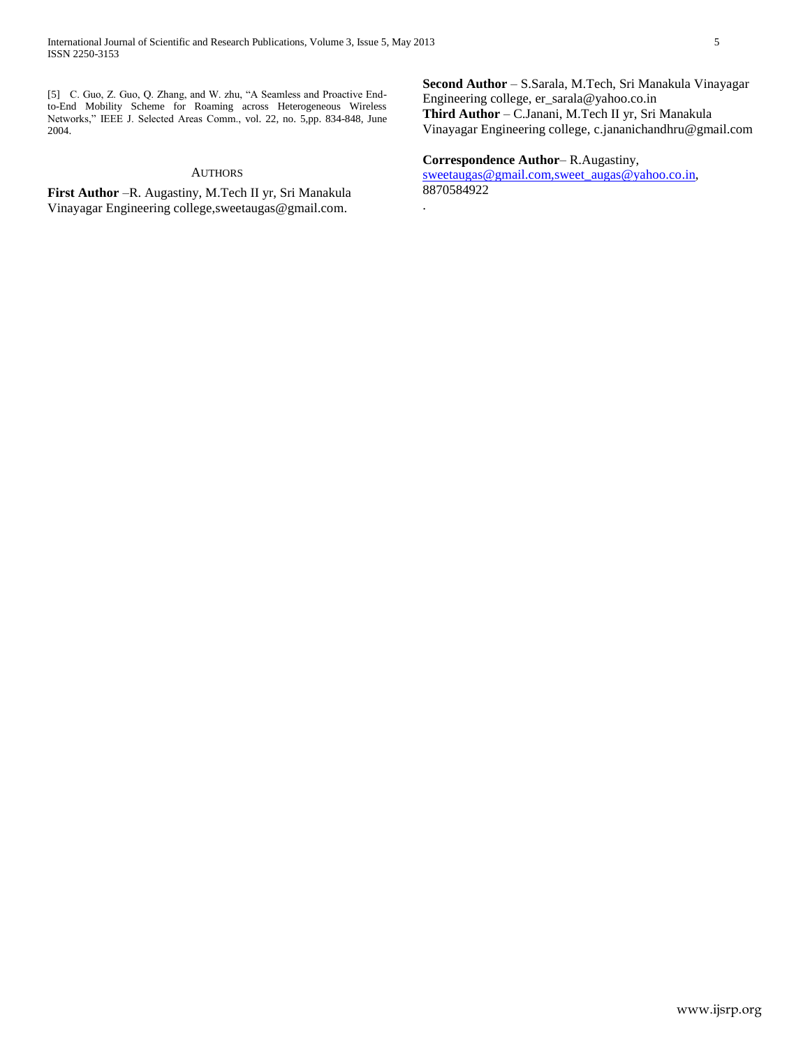[5] C. Guo, Z. Guo, Q. Zhang, and W. zhu, "A Seamless and Proactive End-to-End Mobility Scheme for Roaming across Heterogeneous Wireless Networks," IEEE J. Selected Areas Comm., vol. 22, no. 5,pp. 834-848, June 2004.

## AUTHORS

**First Author** –R. Augastiny, M.Tech II yr, Sri Manakula Vinayagar Engineering college,sweetaugas@gmail.com.

**Second Author** – S.Sarala, M.Tech, Sri Manakula Vinayagar Engineering college, er_sarala@yahoo.co.in

**Third Author** – C.Janani, M.Tech II yr, Sri Manakula Vinayagar Engineering college, c.jananichandhru@gmail.com

**Correspondence Author**– R.Augastiny, sweetaugas@gmail.com,sweet_augas@yahoo.co.in, 8870584922

.